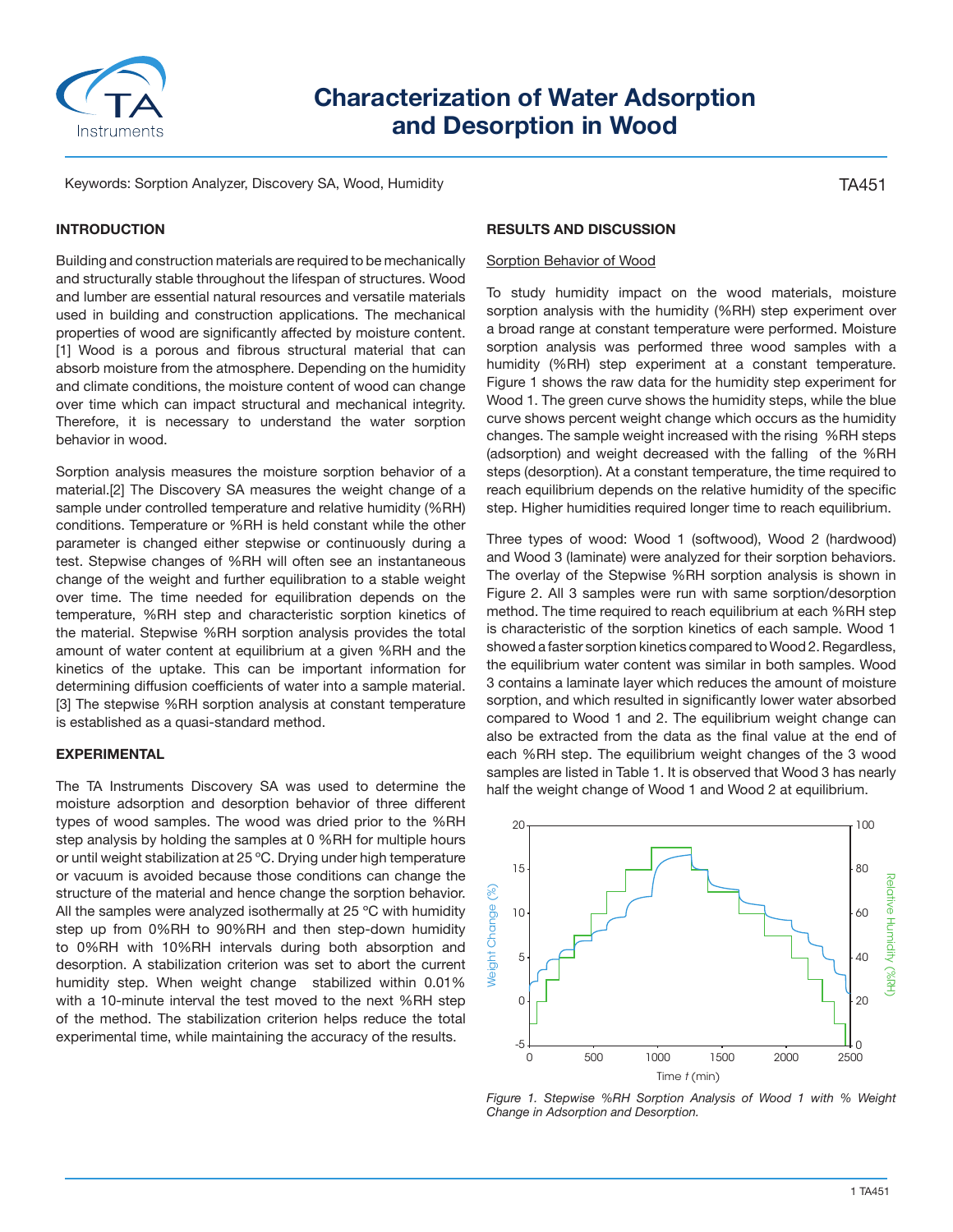# Characterization of Water Adsorption and Desorption in Wood

Keywords: Sorption Analyzer, Discovery SA, Wood, Humidity

TA451

## INTRODUCTION

Building and construction materials are required to be mechanically and structurally stable throughout the lifespan of structures. Wood and lumber are essential natural resources and versatile materials used in building and construction applications. The mechanical properties of wood are significantly affected by moisture content. [1] Wood is a porous and fibrous structural material that can absorb moisture from the atmosphere. Depending on the humidity and climate conditions, the moisture content of wood can change over time which can impact structural and mechanical integrity. Therefore, it is necessary to understand the water sorption behavior in wood.

Sorption analysis measures the moisture sorption behavior of a material.[2] The Discovery SA measures the weight change of a sample under controlled temperature and relative humidity (%RH) conditions. Temperature or %RH is held constant while the other parameter is changed either stepwise or continuously during a test. Stepwise changes of %RH will often see an instantaneous change of the weight and further equilibration to a stable weight over time. The time needed for equilibration depends on the temperature, %RH step and characteristic sorption kinetics of the material. Stepwise %RH sorption analysis provides the total amount of water content at equilibrium at a given %RH and the kinetics of the uptake. This can be important information for determining diffusion coefficients of water into a sample material.[3] The stepwise %RH sorption analysis at constant temperature is established as a quasi-standard method.

## EXPERIMENTAL

The TA Instruments Discovery SA was used to determine the moisture adsorption and desorption behavior of three different types of wood samples. The wood was dried prior to the %RH step analysis by holding the samples at 0 %RH for multiple hours or until weight stabilization at 25 ºC. Drying under high temperature or vacuum is avoided because those conditions can change the structure of the material and hence change the sorption behavior. All the samples were analyzed isothermally at 25 ºC with humidity step up from 0%RH to 90%RH and then step-down humidity to 0%RH with 10%RH intervals during both absorption and desorption. A stabilization criterion was set to abort the current humidity step. When weight change stabilized within 0.01% with a 10-minute interval the test moved to the next %RH step of the method. The stabilization criterion helps reduce the total experimental time, while maintaining the accuracy of the results.

## RESULTS AND DISCUSSION

Sorption Behavior of Wood

To study humidity impact on the wood materials, moisture sorption analysis with the humidity (%RH) step experiment over a broad range at constant temperature were performed. Moisture sorption analysis was performed three wood samples with a humidity (%RH) step experiment at a constant temperature. Figure 1 shows the raw data for the humidity step experiment for Wood 1. The green curve shows the humidity steps, while the blue curve shows percent weight change which occurs as the humidity changes. The sample weight increased with the rising %RH steps (adsorption) and weight decreased with the falling of the %RH steps (desorption). At a constant temperature, the time required to reach equilibrium depends on the relative humidity of the specific step. Higher humidities required longer time to reach equilibrium.

Three types of wood: Wood 1 (softwood), Wood 2 (hardwood) and Wood 3 (laminate) were analyzed for their sorption behaviors. The overlay of the Stepwise %RH sorption analysis is shown in Figure 2. All 3 samples were run with same sorption/desorption method. The time required to reach equilibrium at each %RH step is characteristic of the sorption kinetics of each sample. Wood 1 showed a faster sorption kinetics compared to Wood 2. Regardless, the equilibrium water content was similar in both samples. Wood 3 contains a laminate layer which reduces the amount of moisture sorption, and which resulted in significantly lower water absorbed compared to Wood 1 and 2. The equilibrium weight change can also be extracted from the data as the final value at the end of each %RH step. The equilibrium weight changes of the 3 wood samples are listed in Table 1. It is observed that Wood 3 has nearly half the weight change of Wood 1 and Wood 2 at equilibrium.

*Figure 1. Stepwise %RH Sorption Analysis of Wood 1 with % Weight Change in Adsorption and Desorption.*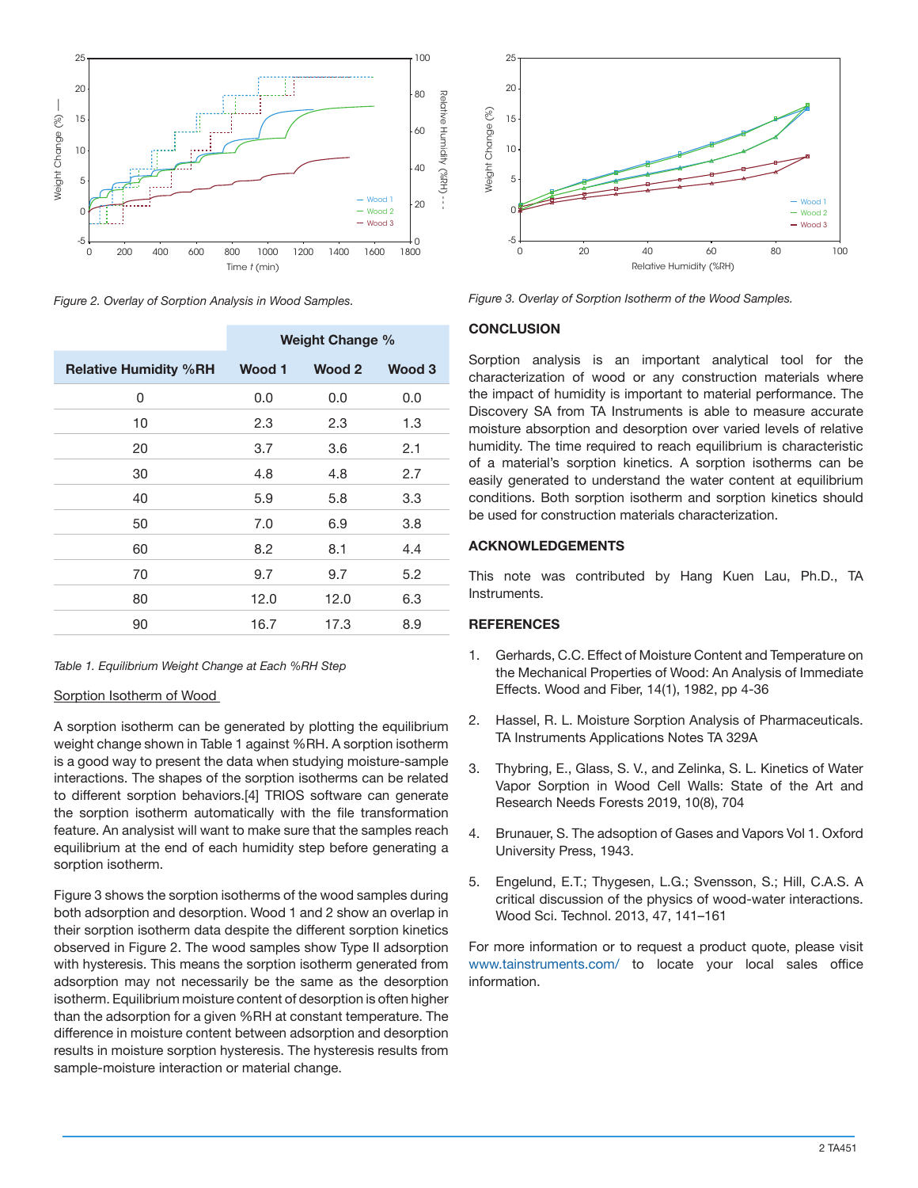25
20
15
10
5
0
-5
0 200 400 600 800 1000 1200 1400 1600 1800
Time *t* (min)
Weight Change (%) —
100
80
60
40
20
0
Relative Humidity (%RH) - - -
Wood 1
Wood 2
Wood 3

*Figure 2. Overlay of Sorption Analysis in Wood Samples.*

| | Weight Change % | | |
|---|---|---|---|
| **Relative Humidity %RH** | **Wood 1** | **Wood 2** | **Wood 3** |
| 0 | 0.0 | 0.0 | 0.0 |
| 10 | 2.3 | 2.3 | 1.3 |
| 20 | 3.7 | 3.6 | 2.1 |
| 30 | 4.8 | 4.8 | 2.7 |
| 40 | 5.9 | 5.8 | 3.3 |
| 50 | 7.0 | 6.9 | 3.8 |
| 60 | 8.2 | 8.1 | 4.4 |
| 70 | 9.7 | 9.7 | 5.2 |
| 80 | 12.0 | 12.0 | 6.3 |
| 90 | 16.7 | 17.3 | 8.9 |

*Table 1. Equilibrium Weight Change at Each %RH Step*

Sorption Isotherm of Wood

A sorption isotherm can be generated by plotting the equilibrium weight change shown in Table 1 against %RH. A sorption isotherm is a good way to present the data when studying moisture-sample interactions. The shapes of the sorption isotherms can be related to different sorption behaviors.[4] TRIOS software can generate the sorption isotherm automatically with the file transformation feature. An analyst will want to make sure that the samples reach equilibrium at the end of each humidity step before generating a sorption isotherm.

Figure 3 shows the sorption isotherms of the wood samples during both adsorption and desorption. Wood 1 and 2 show an overlap in their sorption isotherm data despite the different sorption kinetics observed in Figure 2. The wood samples show Type II adsorption with hysteresis. This means the sorption isotherm generated from adsorption may not necessarily be the same as the desorption isotherm. Equilibrium moisture content of desorption is often higher than the adsorption for a given %RH at constant temperature. The difference in moisture content between adsorption and desorption results in moisture sorption hysteresis. The hysteresis results from sample-moisture interaction or material change.

25
20
15
10
5
0
-5
0 20 40 60 80 100
Relative Humidity (%RH)
Weight Change (%)
Wood 1
Wood 2
Wood 3

*Figure 3. Overlay of Sorption Isotherm of the Wood Samples.*

## CONCLUSION

Sorption analysis is an important analytical tool for the characterization of wood or any construction materials where the impact of humidity is important to material performance. The Discovery SA from TA Instruments is able to measure accurate moisture absorption and desorption over varied levels of relative humidity. The time required to reach equilibrium is characteristic of a material's sorption kinetics. A sorption isotherms can be easily generated to understand the water content at equilibrium conditions. Both sorption isotherm and sorption kinetics should be used for construction materials characterization.

## ACKNOWLEDGEMENTS

This note was contributed by Hang Kuen Lau, Ph.D., TA Instruments.

## REFERENCES

1. Gerhards, C.C. Effect of Moisture Content and Temperature on the Mechanical Properties of Wood: An Analysis of Immediate Effects. Wood and Fiber, 14(1), 1982, pp 4-36
2. Hassel, R. L. Moisture Sorption Analysis of Pharmaceuticals. TA Instruments Applications Notes TA 329A
3. Thybring, E., Glass, S. V., and Zelinka, S. L. Kinetics of Water Vapor Sorption in Wood Cell Walls: State of the Art and Research Needs Forests 2019, 10(8), 704
4. Brunauer, S. The adsoption of Gases and Vapors Vol 1. Oxford University Press, 1943.
5. Engelund, E.T.; Thygesen, L.G.; Svensson, S.; Hill, C.A.S. A critical discussion of the physics of wood-water interactions. Wood Sci. Technol. 2013, 47, 141–161

For more information or to request a product quote, please visit www.tainstruments.com/ to locate your local sales office information.